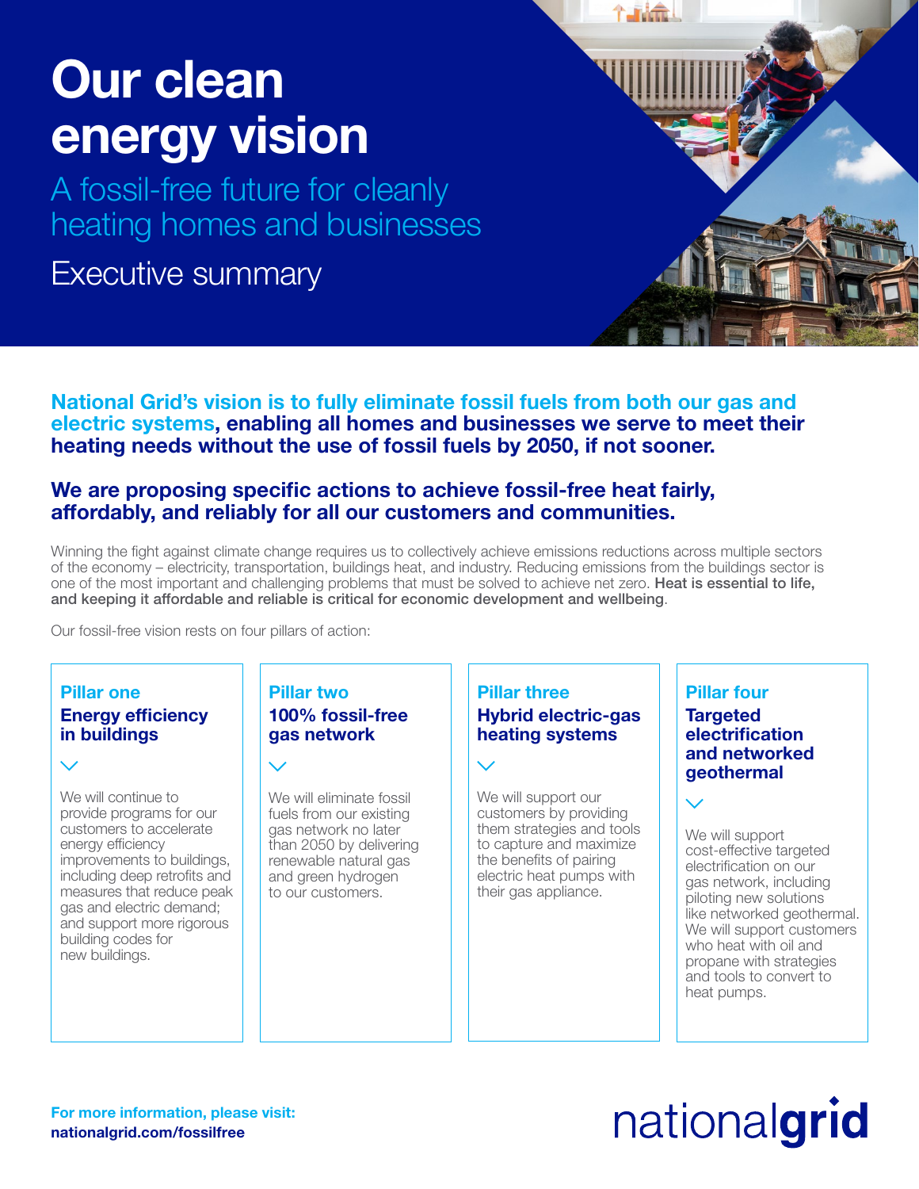# Our clean energy vision

## A fossil-free future for cleanly heating homes and businesses

## Executive summary

**National Grid's vision is to fully eliminate fossil fuels from both our gas and electric systems, enabling all homes and businesses we serve to meet their heating needs without the use of fossil fuels by 2050, if not sooner.**

**We are proposing specific actions to achieve fossil-free heat fairly, affordably, and reliably for all our customers and communities.**

Winning the fight against climate change requires us to collectively achieve emissions reductions across multiple sectors of the economy – electricity, transportation, buildings heat, and industry. Reducing emissions from the buildings sector is one of the most important and challenging problems that must be solved to achieve net zero. **Heat is essential to life, and keeping it affordable and reliable is critical for economic development and wellbeing**.

Our fossil-free vision rests on four pillars of action:

### Pillar one
**Energy efficiency in buildings**

We will continue to provide programs for our customers to accelerate energy efficiency improvements to buildings, including deep retrofits and measures that reduce peak gas and electric demand; and support more rigorous building codes for new buildings.

### Pillar two
**100% fossil-free gas network**

We will eliminate fossil fuels from our existing gas network no later than 2050 by delivering renewable natural gas and green hydrogen to our customers.

### Pillar three
**Hybrid electric-gas heating systems**

We will support our customers by providing them strategies and tools to capture and maximize the benefits of pairing electric heat pumps with their gas appliance.

### Pillar four
**Targeted electrification and networked geothermal**

We will support cost-effective targeted electrification on our gas network, including piloting new solutions like networked geothermal. We will support customers who heat with oil and propane with strategies and tools to convert to heat pumps.

**For more information, please visit: nationalgrid.com/fossilfree**

nationalgrid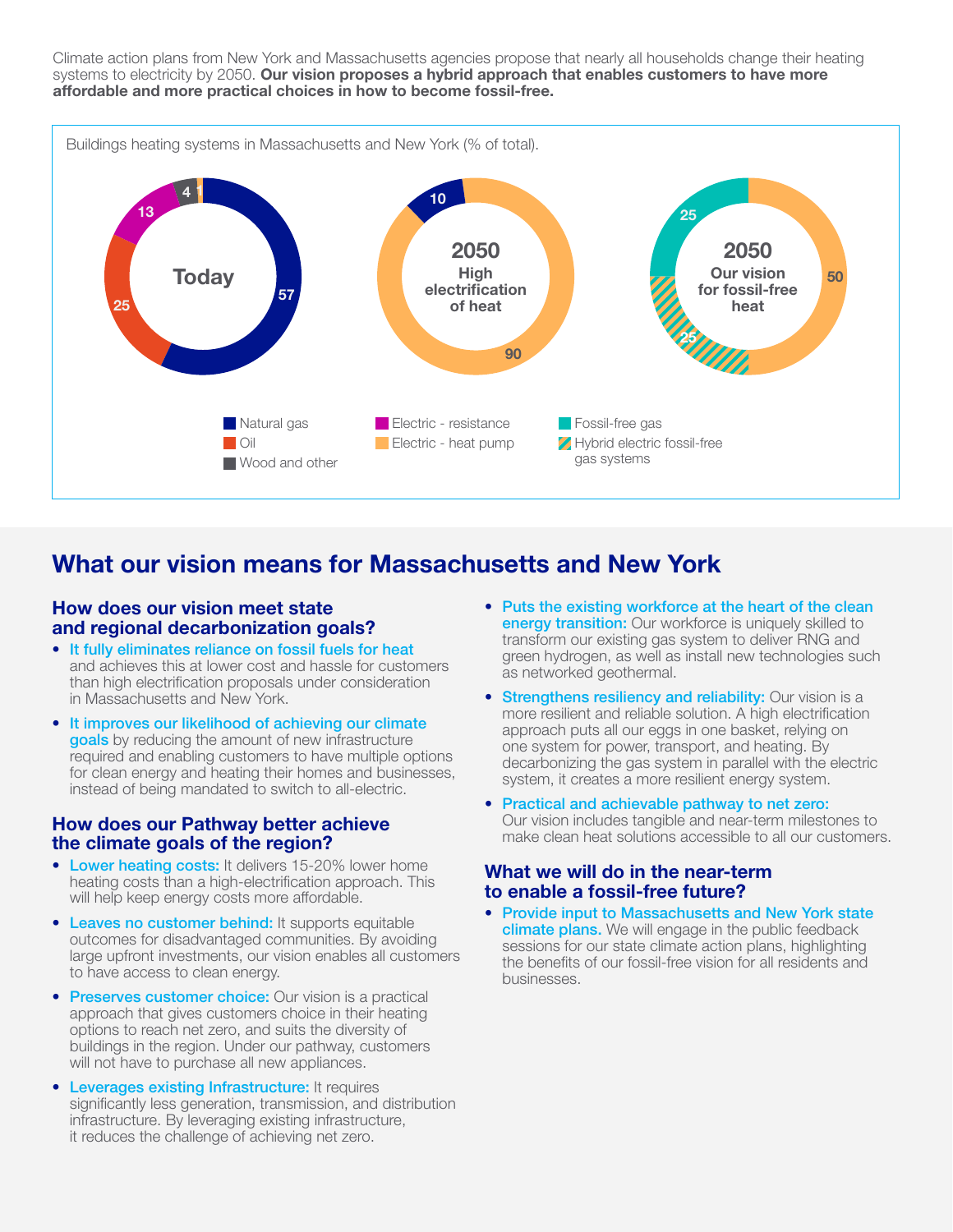Climate action plans from New York and Massachusetts agencies propose that nearly all households change their heating systems to electricity by 2050. **Our vision proposes a hybrid approach that enables customers to have more affordable and more practical choices in how to become fossil-free.**

Buildings heating systems in Massachusetts and New York (% of total).

Today
57
25
13
4
1

2050
High electrification of heat
10
90

2050
Our vision for fossil-free heat
25
50
25

Natural gas
Oil
Wood and other
Electric - resistance
Electric - heat pump
Fossil-free gas
Hybrid electric fossil-free gas systems

## What our vision means for Massachusetts and New York

### How does our vision meet state and regional decarbonization goals?

- **It fully eliminates reliance on fossil fuels for heat** and achieves this at lower cost and hassle for customers than high electrification proposals under consideration in Massachusetts and New York.
- **It improves our likelihood of achieving our climate goals** by reducing the amount of new infrastructure required and enabling customers to have multiple options for clean energy and heating their homes and businesses, instead of being mandated to switch to all-electric.

### How does our Pathway better achieve the climate goals of the region?

- **Lower heating costs:** It delivers 15-20% lower home heating costs than a high-electrification approach. This will help keep energy costs more affordable.
- **Leaves no customer behind:** It supports equitable outcomes for disadvantaged communities. By avoiding large upfront investments, our vision enables all customers to have access to clean energy.
- **Preserves customer choice:** Our vision is a practical approach that gives customers choice in their heating options to reach net zero, and suits the diversity of buildings in the region. Under our pathway, customers will not have to purchase all new appliances.
- **Leverages existing Infrastructure:** It requires significantly less generation, transmission, and distribution infrastructure. By leveraging existing infrastructure, it reduces the challenge of achieving net zero.
- **Puts the existing workforce at the heart of the clean energy transition:** Our workforce is uniquely skilled to transform our existing gas system to deliver RNG and green hydrogen, as well as install new technologies such as networked geothermal.
- **Strengthens resiliency and reliability:** Our vision is a more resilient and reliable solution. A high electrification approach puts all our eggs in one basket, relying on one system for power, transport, and heating. By decarbonizing the gas system in parallel with the electric system, it creates a more resilient energy system.
- **Practical and achievable pathway to net zero:** Our vision includes tangible and near-term milestones to make clean heat solutions accessible to all our customers.

### What we will do in the near-term to enable a fossil-free future?

- **Provide input to Massachusetts and New York state climate plans.** We will engage in the public feedback sessions for our state climate action plans, highlighting the benefits of our fossil-free vision for all residents and businesses.